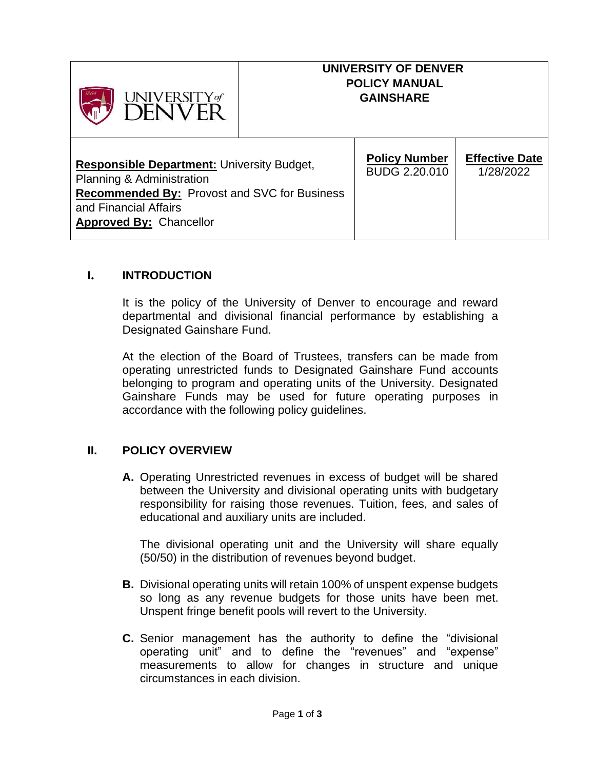| UNIVERSITY of DENVER | UNIVERSITY OF DENVER<br>POLICY MANUAL<br>GAINSHARE | |
|---|---|---|
| **Responsible Department:** University Budget, Planning & Administration<br>**Recommended By:** Provost and SVC for Business and Financial Affairs<br>**Approved By:** Chancellor | **Policy Number**<br>BUDG 2.20.010 | **Effective Date**<br>1/28/2022 |

## I. INTRODUCTION

It is the policy of the University of Denver to encourage and reward departmental and divisional financial performance by establishing a Designated Gainshare Fund.

At the election of the Board of Trustees, transfers can be made from operating unrestricted funds to Designated Gainshare Fund accounts belonging to program and operating units of the University. Designated Gainshare Funds may be used for future operating purposes in accordance with the following policy guidelines.

## II. POLICY OVERVIEW

**A.** Operating Unrestricted revenues in excess of budget will be shared between the University and divisional operating units with budgetary responsibility for raising those revenues. Tuition, fees, and sales of educational and auxiliary units are included.

The divisional operating unit and the University will share equally (50/50) in the distribution of revenues beyond budget.

**B.** Divisional operating units will retain 100% of unspent expense budgets so long as any revenue budgets for those units have been met. Unspent fringe benefit pools will revert to the University.

**C.** Senior management has the authority to define the "divisional operating unit" and to define the "revenues" and "expense" measurements to allow for changes in structure and unique circumstances in each division.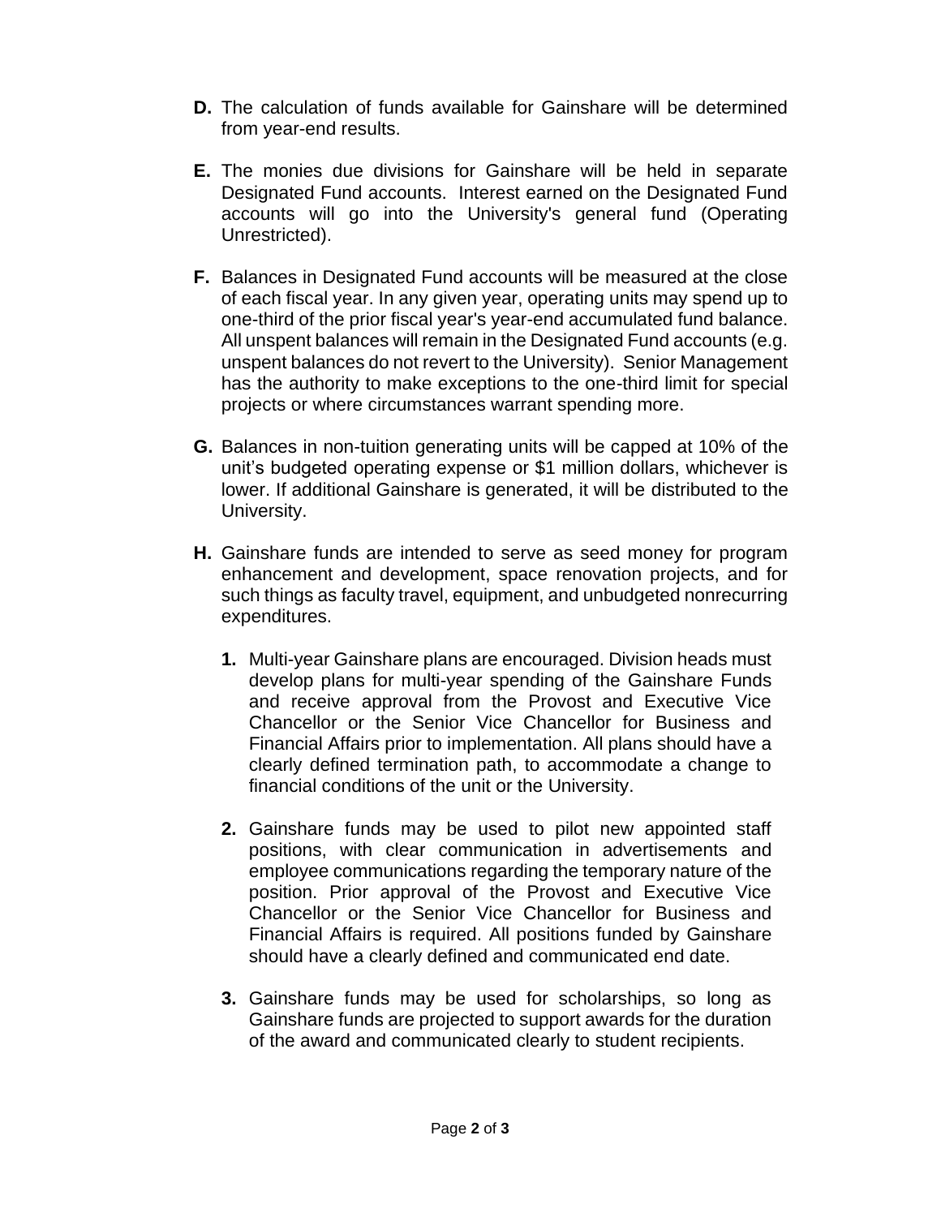**D.** The calculation of funds available for Gainshare will be determined from year-end results.

**E.** The monies due divisions for Gainshare will be held in separate Designated Fund accounts. Interest earned on the Designated Fund accounts will go into the University's general fund (Operating Unrestricted).

**F.** Balances in Designated Fund accounts will be measured at the close of each fiscal year. In any given year, operating units may spend up to one-third of the prior fiscal year's year-end accumulated fund balance. All unspent balances will remain in the Designated Fund accounts (e.g. unspent balances do not revert to the University). Senior Management has the authority to make exceptions to the one-third limit for special projects or where circumstances warrant spending more.

**G.** Balances in non-tuition generating units will be capped at 10% of the unit's budgeted operating expense or $1 million dollars, whichever is lower. If additional Gainshare is generated, it will be distributed to the University.

**H.** Gainshare funds are intended to serve as seed money for program enhancement and development, space renovation projects, and for such things as faculty travel, equipment, and unbudgeted nonrecurring expenditures.

   **1.** Multi-year Gainshare plans are encouraged. Division heads must develop plans for multi-year spending of the Gainshare Funds and receive approval from the Provost and Executive Vice Chancellor or the Senior Vice Chancellor for Business and Financial Affairs prior to implementation. All plans should have a clearly defined termination path, to accommodate a change to financial conditions of the unit or the University.

   **2.** Gainshare funds may be used to pilot new appointed staff positions, with clear communication in advertisements and employee communications regarding the temporary nature of the position. Prior approval of the Provost and Executive Vice Chancellor or the Senior Vice Chancellor for Business and Financial Affairs is required. All positions funded by Gainshare should have a clearly defined and communicated end date.

   **3.** Gainshare funds may be used for scholarships, so long as Gainshare funds are projected to support awards for the duration of the award and communicated clearly to student recipients.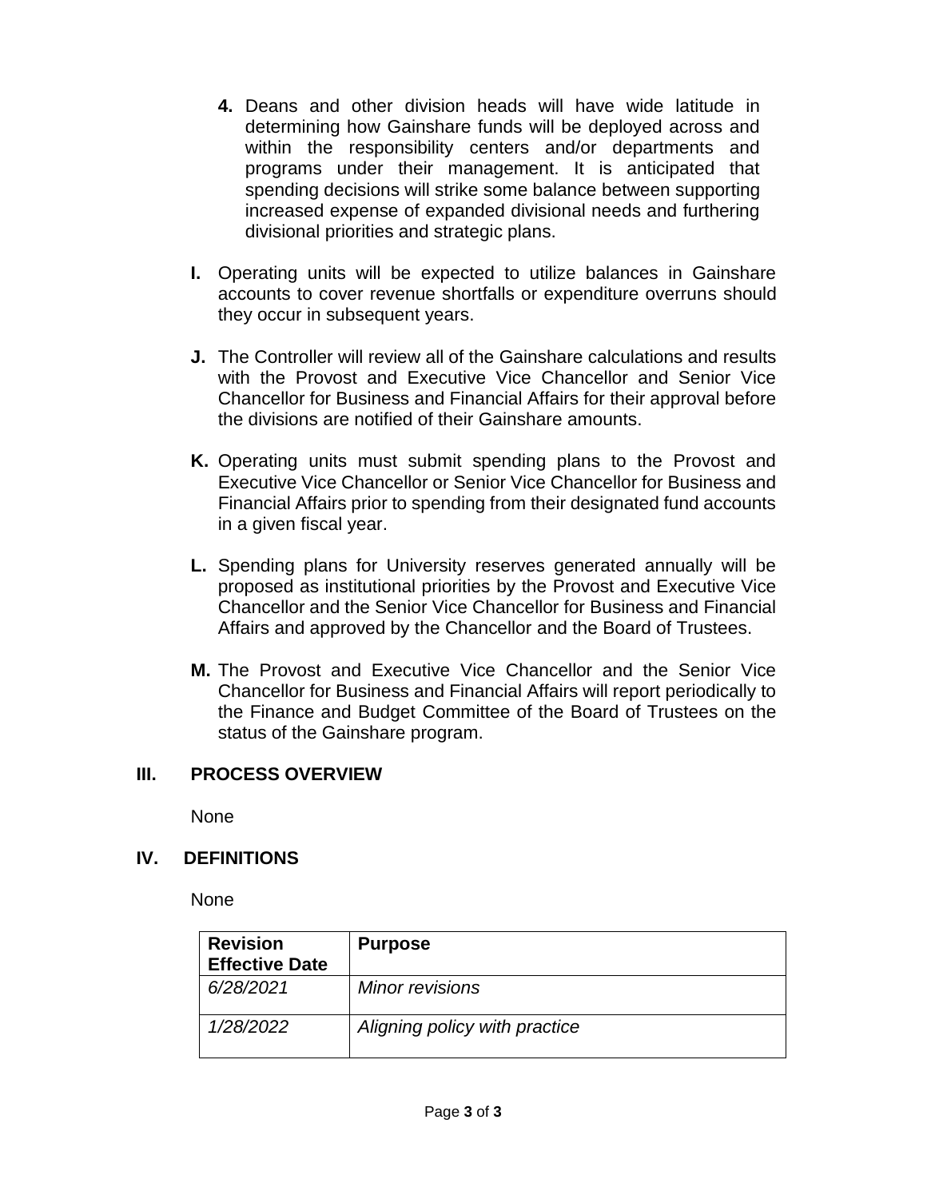4. Deans and other division heads will have wide latitude in determining how Gainshare funds will be deployed across and within the responsibility centers and/or departments and programs under their management. It is anticipated that spending decisions will strike some balance between supporting increased expense of expanded divisional needs and furthering divisional priorities and strategic plans.

**I.** Operating units will be expected to utilize balances in Gainshare accounts to cover revenue shortfalls or expenditure overruns should they occur in subsequent years.

**J.** The Controller will review all of the Gainshare calculations and results with the Provost and Executive Vice Chancellor and Senior Vice Chancellor for Business and Financial Affairs for their approval before the divisions are notified of their Gainshare amounts.

**K.** Operating units must submit spending plans to the Provost and Executive Vice Chancellor or Senior Vice Chancellor for Business and Financial Affairs prior to spending from their designated fund accounts in a given fiscal year.

**L.** Spending plans for University reserves generated annually will be proposed as institutional priorities by the Provost and Executive Vice Chancellor and the Senior Vice Chancellor for Business and Financial Affairs and approved by the Chancellor and the Board of Trustees.

**M.** The Provost and Executive Vice Chancellor and the Senior Vice Chancellor for Business and Financial Affairs will report periodically to the Finance and Budget Committee of the Board of Trustees on the status of the Gainshare program.

## III. PROCESS OVERVIEW

None

## IV. DEFINITIONS

None

| **Revision Effective Date** | **Purpose** |
| --- | --- |
| *6/28/2021* | *Minor revisions* |
| *1/28/2022* | *Aligning policy with practice* |